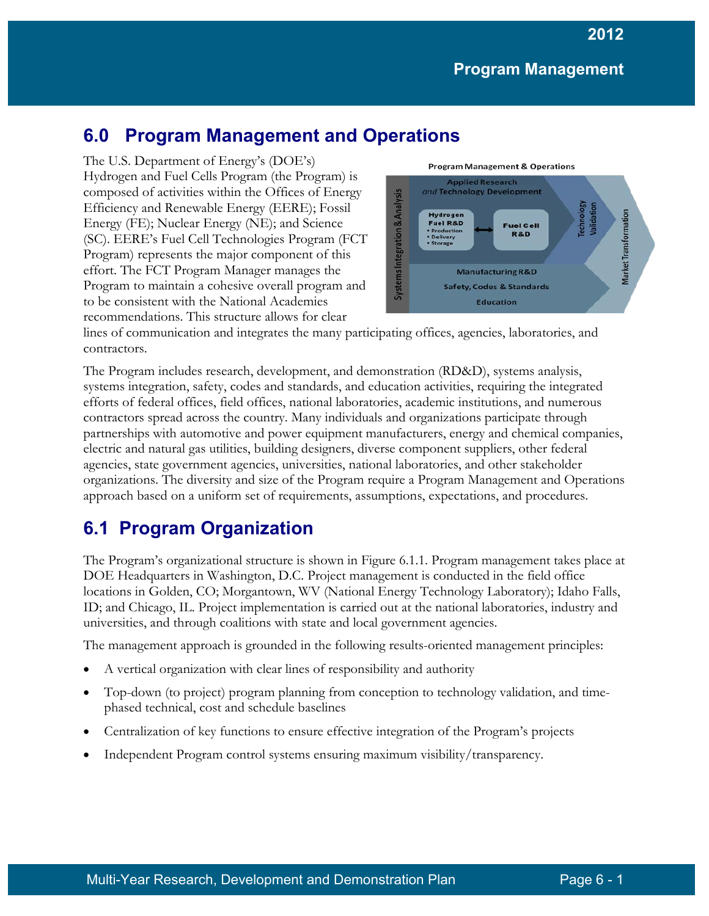# 6.0 Program Management and Operations

The U.S. Department of Energy's (DOE's) Hydrogen and Fuel Cells Program (the Program) is composed of activities within the Offices of Energy Efficiency and Renewable Energy (EERE); Fossil Energy (FE); Nuclear Energy (NE); and Science (SC). EERE's Fuel Cell Technologies Program (FCT Program) represents the major component of this effort. The FCT Program Manager manages the Program to maintain a cohesive overall program and to be consistent with the National Academies recommendations. This structure allows for clear lines of communication and integrates the many participating offices, agencies, laboratories, and contractors.

The Program includes research, development, and demonstration (RD&D), systems analysis, systems integration, safety, codes and standards, and education activities, requiring the integrated efforts of federal offices, field offices, national laboratories, academic institutions, and numerous contractors spread across the country. Many individuals and organizations participate through partnerships with automotive and power equipment manufacturers, energy and chemical companies, electric and natural gas utilities, building designers, diverse component suppliers, other federal agencies, state government agencies, universities, national laboratories, and other stakeholder organizations. The diversity and size of the Program require a Program Management and Operations approach based on a uniform set of requirements, assumptions, expectations, and procedures.

## 6.1 Program Organization

The Program's organizational structure is shown in Figure 6.1.1. Program management takes place at DOE Headquarters in Washington, D.C. Project management is conducted in the field office locations in Golden, CO; Morgantown, WV (National Energy Technology Laboratory); Idaho Falls, ID; and Chicago, IL. Project implementation is carried out at the national laboratories, industry and universities, and through coalitions with state and local government agencies.

The management approach is grounded in the following results-oriented management principles:

- A vertical organization with clear lines of responsibility and authority
- Top-down (to project) program planning from conception to technology validation, and time-phased technical, cost and schedule baselines
- Centralization of key functions to ensure effective integration of the Program's projects
- Independent Program control systems ensuring maximum visibility/transparency.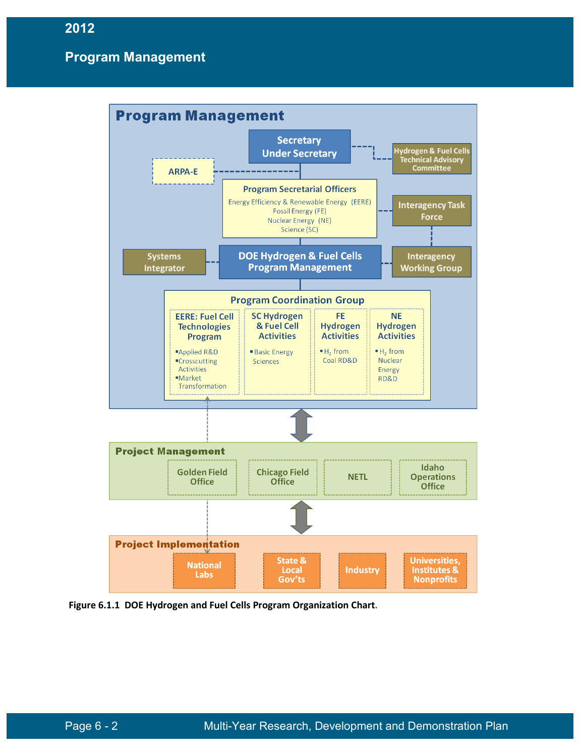## Program Management

**Secretary**
**Under Secretary**

**Hydrogen & Fuel Cells Technical Advisory Committee**

**ARPA-E**

**Program Secretarial Officers**
- Energy Efficiency & Renewable Energy (EERE)
- Fossil Energy (FE)
- Nuclear Energy (NE)
- Science (SC)

**Interagency Task Force**

**Systems Integrator**

**DOE Hydrogen & Fuel Cells Program Management**

**Interagency Working Group**

**Program Coordination Group**

| EERE: Fuel Cell Technologies Program | SC Hydrogen & Fuel Cell Activities | FE Hydrogen Activities | NE Hydrogen Activities |
| --- | --- | --- | --- |
| ▪Applied R&D<br>▪Crosscutting Activities<br>▪Market Transformation | ▪Basic Energy Sciences | ▪ $H_2$ from Coal RD&D | ▪ $H_2$ from Nuclear Energy RD&D |

## Project Management

- Golden Field Office
- Chicago Field Office
- NETL
- Idaho Operations Office

## Project Implementation

- National Labs
- State & Local Gov'ts
- Industry
- Universities, Institutes & Nonprofits

**Figure 6.1.1 DOE Hydrogen and Fuel Cells Program Organization Chart.**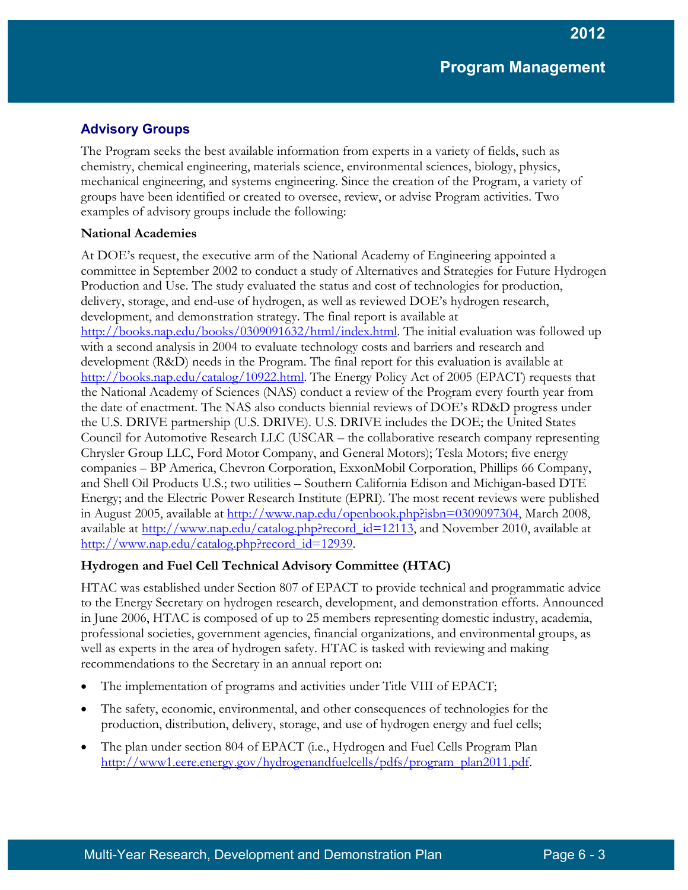## Advisory Groups

The Program seeks the best available information from experts in a variety of fields, such as chemistry, chemical engineering, materials science, environmental sciences, biology, physics, mechanical engineering, and systems engineering. Since the creation of the Program, a variety of groups have been identified or created to oversee, review, or advise Program activities. Two examples of advisory groups include the following:

**National Academies**

At DOE's request, the executive arm of the National Academy of Engineering appointed a committee in September 2002 to conduct a study of Alternatives and Strategies for Future Hydrogen Production and Use. The study evaluated the status and cost of technologies for production, delivery, storage, and end-use of hydrogen, as well as reviewed DOE's hydrogen research, development, and demonstration strategy. The final report is available at http://books.nap.edu/books/0309091632/html/index.html. The initial evaluation was followed up with a second analysis in 2004 to evaluate technology costs and barriers and research and development (R&D) needs in the Program. The final report for this evaluation is available at http://books.nap.edu/catalog/10922.html. The Energy Policy Act of 2005 (EPACT) requests that the National Academy of Sciences (NAS) conduct a review of the Program every fourth year from the date of enactment. The NAS also conducts biennial reviews of DOE's RD&D progress under the U.S. DRIVE partnership (U.S. DRIVE). U.S. DRIVE includes the DOE; the United States Council for Automotive Research LLC (USCAR – the collaborative research company representing Chrysler Group LLC, Ford Motor Company, and General Motors); Tesla Motors; five energy companies – BP America, Chevron Corporation, ExxonMobil Corporation, Phillips 66 Company, and Shell Oil Products U.S.; two utilities – Southern California Edison and Michigan-based DTE Energy; and the Electric Power Research Institute (EPRI). The most recent reviews were published in August 2005, available at http://www.nap.edu/openbook.php?isbn=0309097304, March 2008, available at http://www.nap.edu/catalog.php?record_id=12113, and November 2010, available at http://www.nap.edu/catalog.php?record_id=12939.

**Hydrogen and Fuel Cell Technical Advisory Committee (HTAC)**

HTAC was established under Section 807 of EPACT to provide technical and programmatic advice to the Energy Secretary on hydrogen research, development, and demonstration efforts. Announced in June 2006, HTAC is composed of up to 25 members representing domestic industry, academia, professional societies, government agencies, financial organizations, and environmental groups, as well as experts in the area of hydrogen safety. HTAC is tasked with reviewing and making recommendations to the Secretary in an annual report on:

- The implementation of programs and activities under Title VIII of EPACT;
- The safety, economic, environmental, and other consequences of technologies for the production, distribution, delivery, storage, and use of hydrogen energy and fuel cells;
- The plan under section 804 of EPACT (i.e., Hydrogen and Fuel Cells Program Plan http://www1.eere.energy.gov/hydrogenandfuelcells/pdfs/program_plan2011.pdf.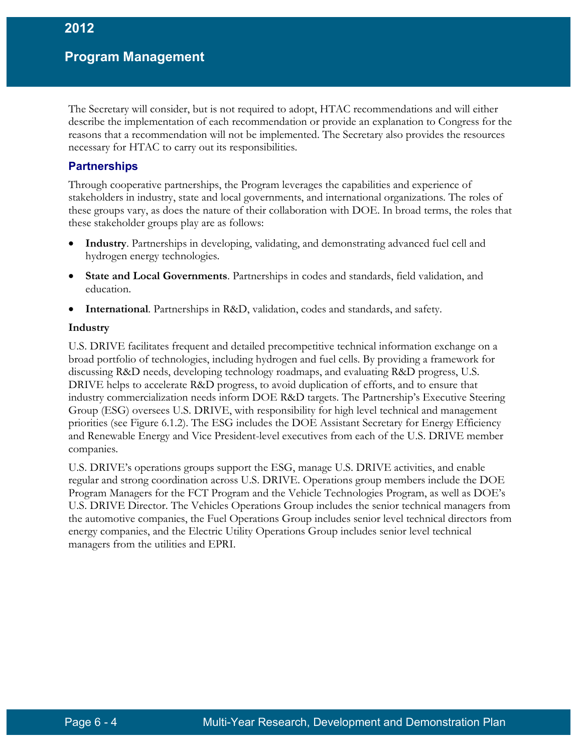The Secretary will consider, but is not required to adopt, HTAC recommendations and will either describe the implementation of each recommendation or provide an explanation to Congress for the reasons that a recommendation will not be implemented. The Secretary also provides the resources necessary for HTAC to carry out its responsibilities.

## Partnerships

Through cooperative partnerships, the Program leverages the capabilities and experience of stakeholders in industry, state and local governments, and international organizations. The roles of these groups vary, as does the nature of their collaboration with DOE. In broad terms, the roles that these stakeholder groups play are as follows:

- **Industry**. Partnerships in developing, validating, and demonstrating advanced fuel cell and hydrogen energy technologies.
- **State and Local Governments**. Partnerships in codes and standards, field validation, and education.
- **International**. Partnerships in R&D, validation, codes and standards, and safety.

### Industry

U.S. DRIVE facilitates frequent and detailed precompetitive technical information exchange on a broad portfolio of technologies, including hydrogen and fuel cells. By providing a framework for discussing R&D needs, developing technology roadmaps, and evaluating R&D progress, U.S. DRIVE helps to accelerate R&D progress, to avoid duplication of efforts, and to ensure that industry commercialization needs inform DOE R&D targets. The Partnership's Executive Steering Group (ESG) oversees U.S. DRIVE, with responsibility for high level technical and management priorities (see Figure 6.1.2). The ESG includes the DOE Assistant Secretary for Energy Efficiency and Renewable Energy and Vice President-level executives from each of the U.S. DRIVE member companies.

U.S. DRIVE's operations groups support the ESG, manage U.S. DRIVE activities, and enable regular and strong coordination across U.S. DRIVE. Operations group members include the DOE Program Managers for the FCT Program and the Vehicle Technologies Program, as well as DOE's U.S. DRIVE Director. The Vehicles Operations Group includes the senior technical managers from the automotive companies, the Fuel Operations Group includes senior level technical directors from energy companies, and the Electric Utility Operations Group includes senior level technical managers from the utilities and EPRI.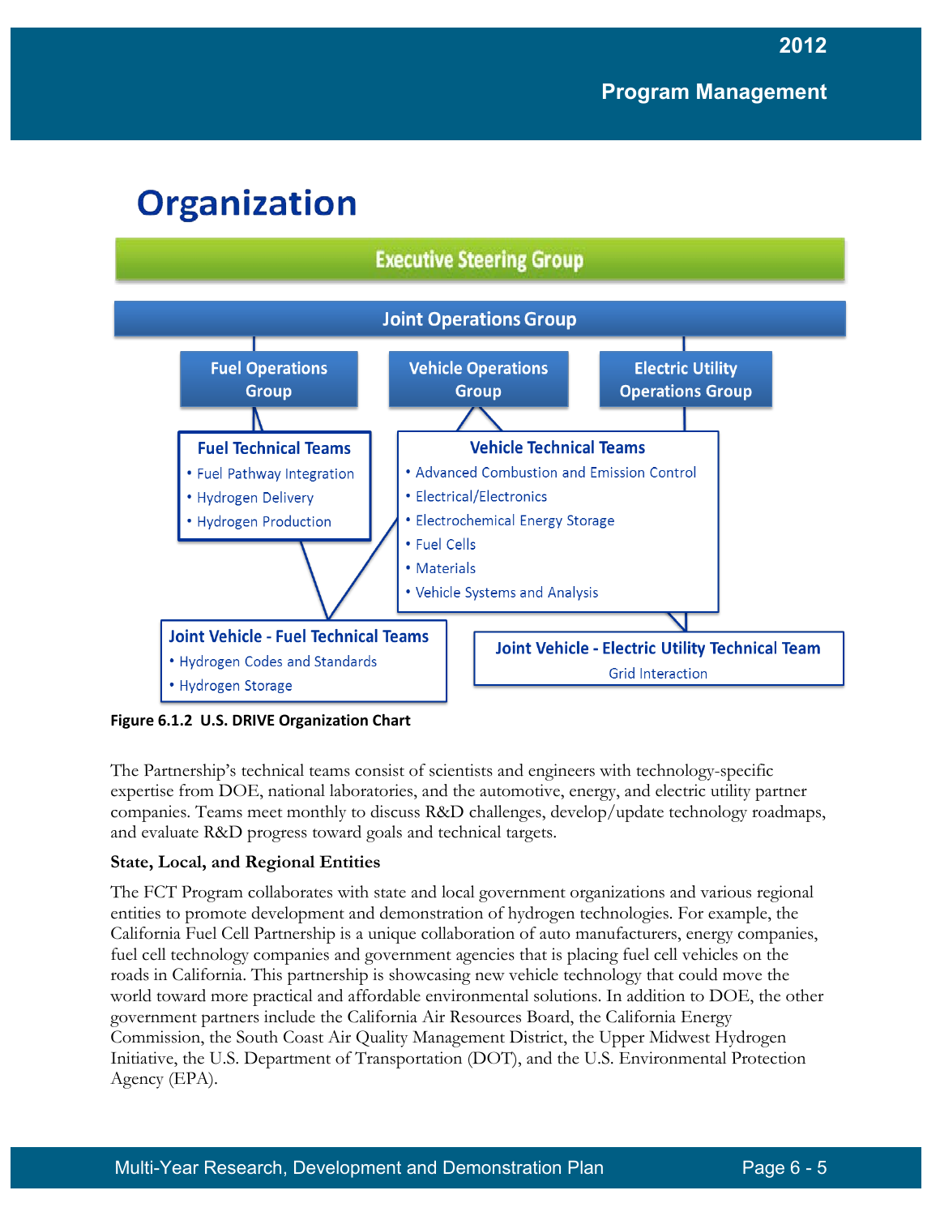# Organization

Executive Steering Group

Joint Operations Group

- Fuel Operations Group
- Vehicle Operations Group
- Electric Utility Operations Group

**Fuel Technical Teams**
- Fuel Pathway Integration
- Hydrogen Delivery
- Hydrogen Production

**Vehicle Technical Teams**
- Advanced Combustion and Emission Control
- Electrical/Electronics
- Electrochemical Energy Storage
- Fuel Cells
- Materials
- Vehicle Systems and Analysis

**Joint Vehicle - Fuel Technical Teams**
- Hydrogen Codes and Standards
- Hydrogen Storage

**Joint Vehicle - Electric Utility Technical Team**
Grid Interaction

**Figure 6.1.2 U.S. DRIVE Organization Chart**

The Partnership's technical teams consist of scientists and engineers with technology-specific expertise from DOE, national laboratories, and the automotive, energy, and electric utility partner companies. Teams meet monthly to discuss R&D challenges, develop/update technology roadmaps, and evaluate R&D progress toward goals and technical targets.

### State, Local, and Regional Entities

The FCT Program collaborates with state and local government organizations and various regional entities to promote development and demonstration of hydrogen technologies. For example, the California Fuel Cell Partnership is a unique collaboration of auto manufacturers, energy companies, fuel cell technology companies and government agencies that is placing fuel cell vehicles on the roads in California. This partnership is showcasing new vehicle technology that could move the world toward more practical and affordable environmental solutions. In addition to DOE, the other government partners include the California Air Resources Board, the California Energy Commission, the South Coast Air Quality Management District, the Upper Midwest Hydrogen Initiative, the U.S. Department of Transportation (DOT), and the U.S. Environmental Protection Agency (EPA).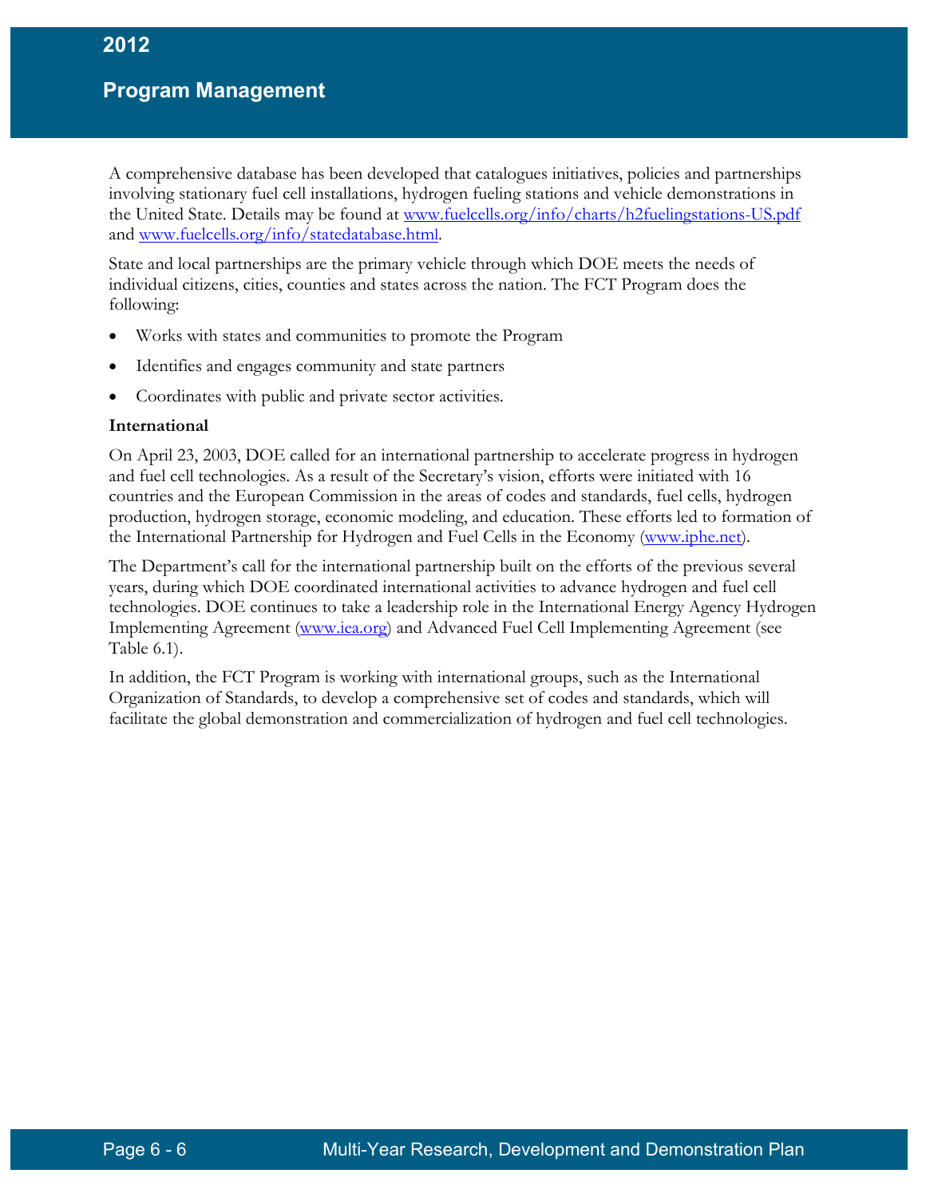A comprehensive database has been developed that catalogues initiatives, policies and partnerships involving stationary fuel cell installations, hydrogen fueling stations and vehicle demonstrations in the United State. Details may be found at www.fuelcells.org/info/charts/h2fuelingstations-US.pdf and www.fuelcells.org/info/statedatabase.html.

State and local partnerships are the primary vehicle through which DOE meets the needs of individual citizens, cities, counties and states across the nation. The FCT Program does the following:

- Works with states and communities to promote the Program
- Identifies and engages community and state partners
- Coordinates with public and private sector activities.

**International**

On April 23, 2003, DOE called for an international partnership to accelerate progress in hydrogen and fuel cell technologies. As a result of the Secretary's vision, efforts were initiated with 16 countries and the European Commission in the areas of codes and standards, fuel cells, hydrogen production, hydrogen storage, economic modeling, and education. These efforts led to formation of the International Partnership for Hydrogen and Fuel Cells in the Economy (www.iphe.net).

The Department's call for the international partnership built on the efforts of the previous several years, during which DOE coordinated international activities to advance hydrogen and fuel cell technologies. DOE continues to take a leadership role in the International Energy Agency Hydrogen Implementing Agreement (www.iea.org) and Advanced Fuel Cell Implementing Agreement (see Table 6.1).

In addition, the FCT Program is working with international groups, such as the International Organization of Standards, to develop a comprehensive set of codes and standards, which will facilitate the global demonstration and commercialization of hydrogen and fuel cell technologies.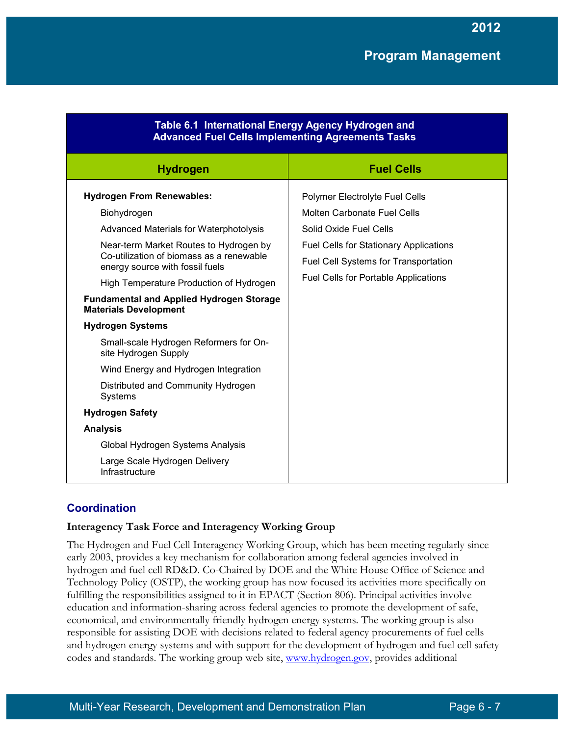**Table 6.1 International Energy Agency Hydrogen and Advanced Fuel Cells Implementing Agreements Tasks**

| Hydrogen | Fuel Cells |
|---|---|
| **Hydrogen From Renewables:** | Polymer Electrolyte Fuel Cells |
| Biohydrogen | Molten Carbonate Fuel Cells |
| Advanced Materials for Waterphotolysis | Solid Oxide Fuel Cells |
| Near-term Market Routes to Hydrogen by Co-utilization of biomass as a renewable energy source with fossil fuels | Fuel Cells for Stationary Applications |
| High Temperature Production of Hydrogen | Fuel Cell Systems for Transportation |
| **Fundamental and Applied Hydrogen Storage Materials Development** | Fuel Cells for Portable Applications |
| **Hydrogen Systems** | |
| Small-scale Hydrogen Reformers for On-site Hydrogen Supply | |
| Wind Energy and Hydrogen Integration | |
| Distributed and Community Hydrogen Systems | |
| **Hydrogen Safety** | |
| **Analysis** | |
| Global Hydrogen Systems Analysis | |
| Large Scale Hydrogen Delivery Infrastructure | |

## Coordination

### Interagency Task Force and Interagency Working Group

The Hydrogen and Fuel Cell Interagency Working Group, which has been meeting regularly since early 2003, provides a key mechanism for collaboration among federal agencies involved in hydrogen and fuel cell RD&D. Co-Chaired by DOE and the White House Office of Science and Technology Policy (OSTP), the working group has now focused its activities more specifically on fulfilling the responsibilities assigned to it in EPACT (Section 806). Principal activities involve education and information-sharing across federal agencies to promote the development of safe, economical, and environmentally friendly hydrogen energy systems. The working group is also responsible for assisting DOE with decisions related to federal agency procurements of fuel cells and hydrogen energy systems and with support for the development of hydrogen and fuel cell safety codes and standards. The working group web site, www.hydrogen.gov, provides additional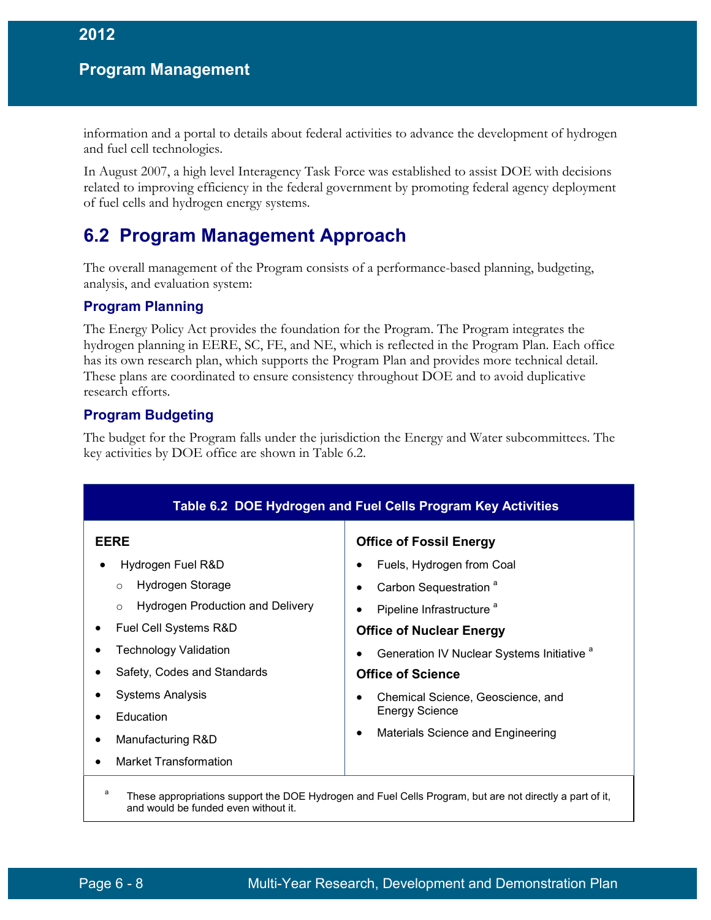information and a portal to details about federal activities to advance the development of hydrogen and fuel cell technologies.

In August 2007, a high level Interagency Task Force was established to assist DOE with decisions related to improving efficiency in the federal government by promoting federal agency deployment of fuel cells and hydrogen energy systems.

## 6.2 Program Management Approach

The overall management of the Program consists of a performance-based planning, budgeting, analysis, and evaluation system:

### Program Planning

The Energy Policy Act provides the foundation for the Program. The Program integrates the hydrogen planning in EERE, SC, FE, and NE, which is reflected in the Program Plan. Each office has its own research plan, which supports the Program Plan and provides more technical detail. These plans are coordinated to ensure consistency throughout DOE and to avoid duplicative research efforts.

### Program Budgeting

The budget for the Program falls under the jurisdiction the Energy and Water subcommittees. The key activities by DOE office are shown in Table 6.2.

**Table 6.2 DOE Hydrogen and Fuel Cells Program Key Activities**

| EERE | Office of Fossil Energy / Office of Nuclear Energy / Office of Science |
|---|---|
| **EERE** | **Office of Fossil Energy** |
| • Hydrogen Fuel R&D | • Fuels, Hydrogen from Coal |
| ○ Hydrogen Storage | • Carbon Sequestration [a] |
| ○ Hydrogen Production and Delivery | • Pipeline Infrastructure [a] |
| • Fuel Cell Systems R&D | **Office of Nuclear Energy** |
| • Technology Validation | • Generation IV Nuclear Systems Initiative [a] |
| • Safety, Codes and Standards | **Office of Science** |
| • Systems Analysis | • Chemical Science, Geoscience, and Energy Science |
| • Education | • Materials Science and Engineering |
| • Manufacturing R&D | |
| • Market Transformation | |

[a] These appropriations support the DOE Hydrogen and Fuel Cells Program, but are not directly a part of it, and would be funded even without it.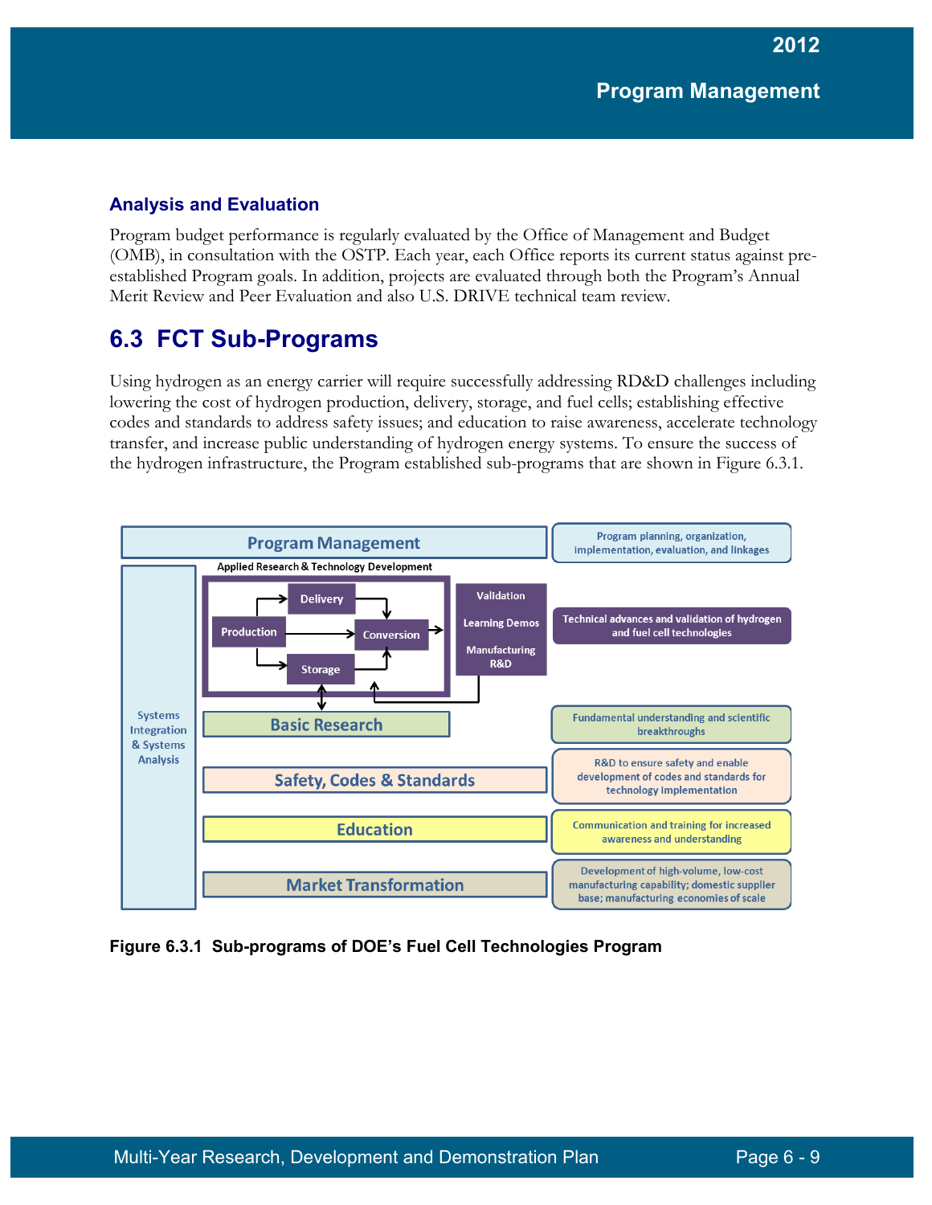### Analysis and Evaluation

Program budget performance is regularly evaluated by the Office of Management and Budget (OMB), in consultation with the OSTP. Each year, each Office reports its current status against pre-established Program goals. In addition, projects are evaluated through both the Program's Annual Merit Review and Peer Evaluation and also U.S. DRIVE technical team review.

## 6.3 FCT Sub-Programs

Using hydrogen as an energy carrier will require successfully addressing RD&D challenges including lowering the cost of hydrogen production, delivery, storage, and fuel cells; establishing effective codes and standards to address safety issues; and education to raise awareness, accelerate technology transfer, and increase public understanding of hydrogen energy systems. To ensure the success of the hydrogen infrastructure, the Program established sub-programs that are shown in Figure 6.3.1.

| Sub-Program | Description |
| --- | --- |
| Program Management | Program planning, organization, implementation, evaluation, and linkages |
| Applied Research & Technology Development (Production, Delivery, Storage, Conversion); Validation, Learning Demos, Manufacturing R&D | Technical advances and validation of hydrogen and fuel cell technologies |
| Basic Research | Fundamental understanding and scientific breakthroughs |
| Safety, Codes & Standards | R&D to ensure safety and enable development of codes and standards for technology implementation |
| Education | Communication and training for increased awareness and understanding |
| Market Transformation | Development of high-volume, low-cost manufacturing capability; domestic supplier base; manufacturing economies of scale |
| Systems Integration & Systems Analysis | |

**Figure 6.3.1 Sub-programs of DOE's Fuel Cell Technologies Program**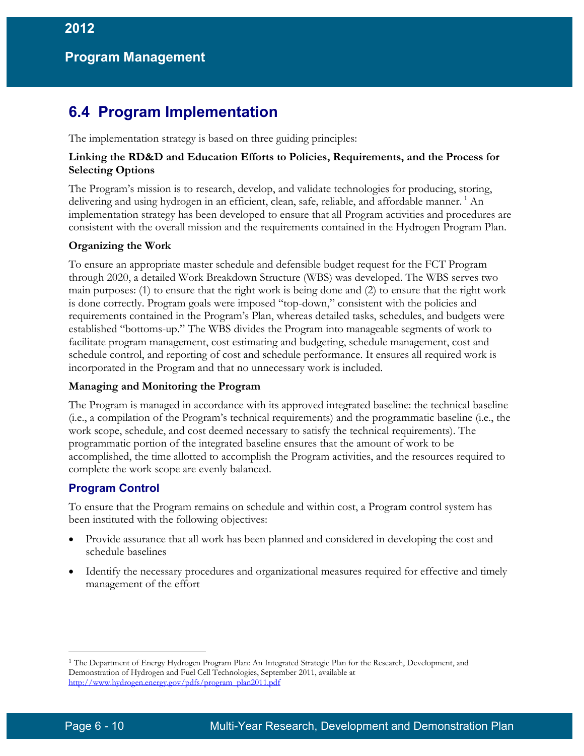## 6.4 Program Implementation

The implementation strategy is based on three guiding principles:

**Linking the RD&D and Education Efforts to Policies, Requirements, and the Process for Selecting Options**

The Program's mission is to research, develop, and validate technologies for producing, storing, delivering and using hydrogen in an efficient, clean, safe, reliable, and affordable manner. [1] An implementation strategy has been developed to ensure that all Program activities and procedures are consistent with the overall mission and the requirements contained in the Hydrogen Program Plan.

**Organizing the Work**

To ensure an appropriate master schedule and defensible budget request for the FCT Program through 2020, a detailed Work Breakdown Structure (WBS) was developed. The WBS serves two main purposes: (1) to ensure that the right work is being done and (2) to ensure that the right work is done correctly. Program goals were imposed "top-down," consistent with the policies and requirements contained in the Program's Plan, whereas detailed tasks, schedules, and budgets were established "bottoms-up." The WBS divides the Program into manageable segments of work to facilitate program management, cost estimating and budgeting, schedule management, cost and schedule control, and reporting of cost and schedule performance. It ensures all required work is incorporated in the Program and that no unnecessary work is included.

**Managing and Monitoring the Program**

The Program is managed in accordance with its approved integrated baseline: the technical baseline (i.e., a compilation of the Program's technical requirements) and the programmatic baseline (i.e., the work scope, schedule, and cost deemed necessary to satisfy the technical requirements). The programmatic portion of the integrated baseline ensures that the amount of work to be accomplished, the time allotted to accomplish the Program activities, and the resources required to complete the work scope are evenly balanced.

### Program Control

To ensure that the Program remains on schedule and within cost, a Program control system has been instituted with the following objectives:

- Provide assurance that all work has been planned and considered in developing the cost and schedule baselines
- Identify the necessary procedures and organizational measures required for effective and timely management of the effort

---

[1] The Department of Energy Hydrogen Program Plan: An Integrated Strategic Plan for the Research, Development, and Demonstration of Hydrogen and Fuel Cell Technologies, September 2011, available at http://www.hydrogen.energy.gov/pdfs/program_plan2011.pdf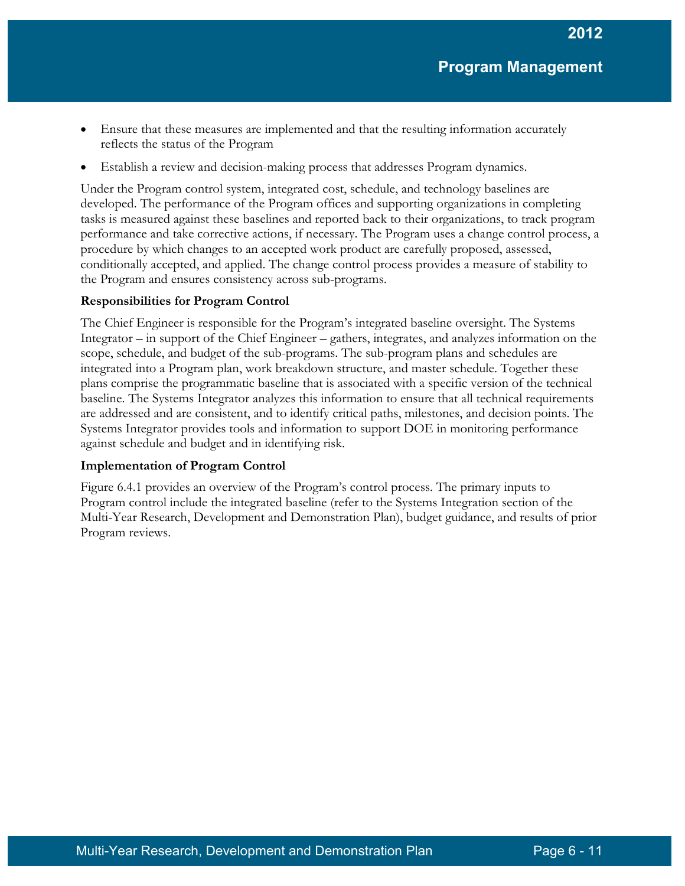- Ensure that these measures are implemented and that the resulting information accurately reflects the status of the Program
- Establish a review and decision-making process that addresses Program dynamics.

Under the Program control system, integrated cost, schedule, and technology baselines are developed. The performance of the Program offices and supporting organizations in completing tasks is measured against these baselines and reported back to their organizations, to track program performance and take corrective actions, if necessary. The Program uses a change control process, a procedure by which changes to an accepted work product are carefully proposed, assessed, conditionally accepted, and applied. The change control process provides a measure of stability to the Program and ensures consistency across sub-programs.

**Responsibilities for Program Control**

The Chief Engineer is responsible for the Program's integrated baseline oversight. The Systems Integrator – in support of the Chief Engineer – gathers, integrates, and analyzes information on the scope, schedule, and budget of the sub-programs. The sub-program plans and schedules are integrated into a Program plan, work breakdown structure, and master schedule. Together these plans comprise the programmatic baseline that is associated with a specific version of the technical baseline. The Systems Integrator analyzes this information to ensure that all technical requirements are addressed and are consistent, and to identify critical paths, milestones, and decision points. The Systems Integrator provides tools and information to support DOE in monitoring performance against schedule and budget and in identifying risk.

**Implementation of Program Control**

Figure 6.4.1 provides an overview of the Program's control process. The primary inputs to Program control include the integrated baseline (refer to the Systems Integration section of the Multi-Year Research, Development and Demonstration Plan), budget guidance, and results of prior Program reviews.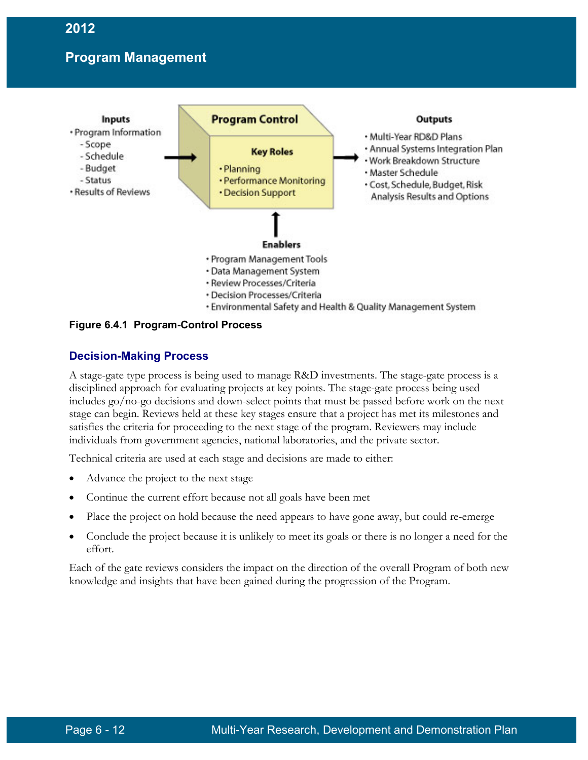## Program Management

Inputs
- Program Information
  - Scope
  - Schedule
  - Budget
  - Status
- Results of Reviews

Program Control

Key Roles
- Planning
- Performance Monitoring
- Decision Support

Outputs
- Multi-Year RD&D Plans
- Annual Systems Integration Plan
- Work Breakdown Structure
- Master Schedule
- Cost, Schedule, Budget, Risk Analysis Results and Options

Enablers
- Program Management Tools
- Data Management System
- Review Processes/Criteria
- Decision Processes/Criteria
- Environmental Safety and Health & Quality Management System

**Figure 6.4.1 Program-Control Process**

### Decision-Making Process

A stage-gate type process is being used to manage R&D investments. The stage-gate process is a disciplined approach for evaluating projects at key points. The stage-gate process being used includes go/no-go decisions and down-select points that must be passed before work on the next stage can begin. Reviews held at these key stages ensure that a project has met its milestones and satisfies the criteria for proceeding to the next stage of the program. Reviewers may include individuals from government agencies, national laboratories, and the private sector.

Technical criteria are used at each stage and decisions are made to either:

- Advance the project to the next stage
- Continue the current effort because not all goals have been met
- Place the project on hold because the need appears to have gone away, but could re-emerge
- Conclude the project because it is unlikely to meet its goals or there is no longer a need for the effort.

Each of the gate reviews considers the impact on the direction of the overall Program of both new knowledge and insights that have been gained during the progression of the Program.